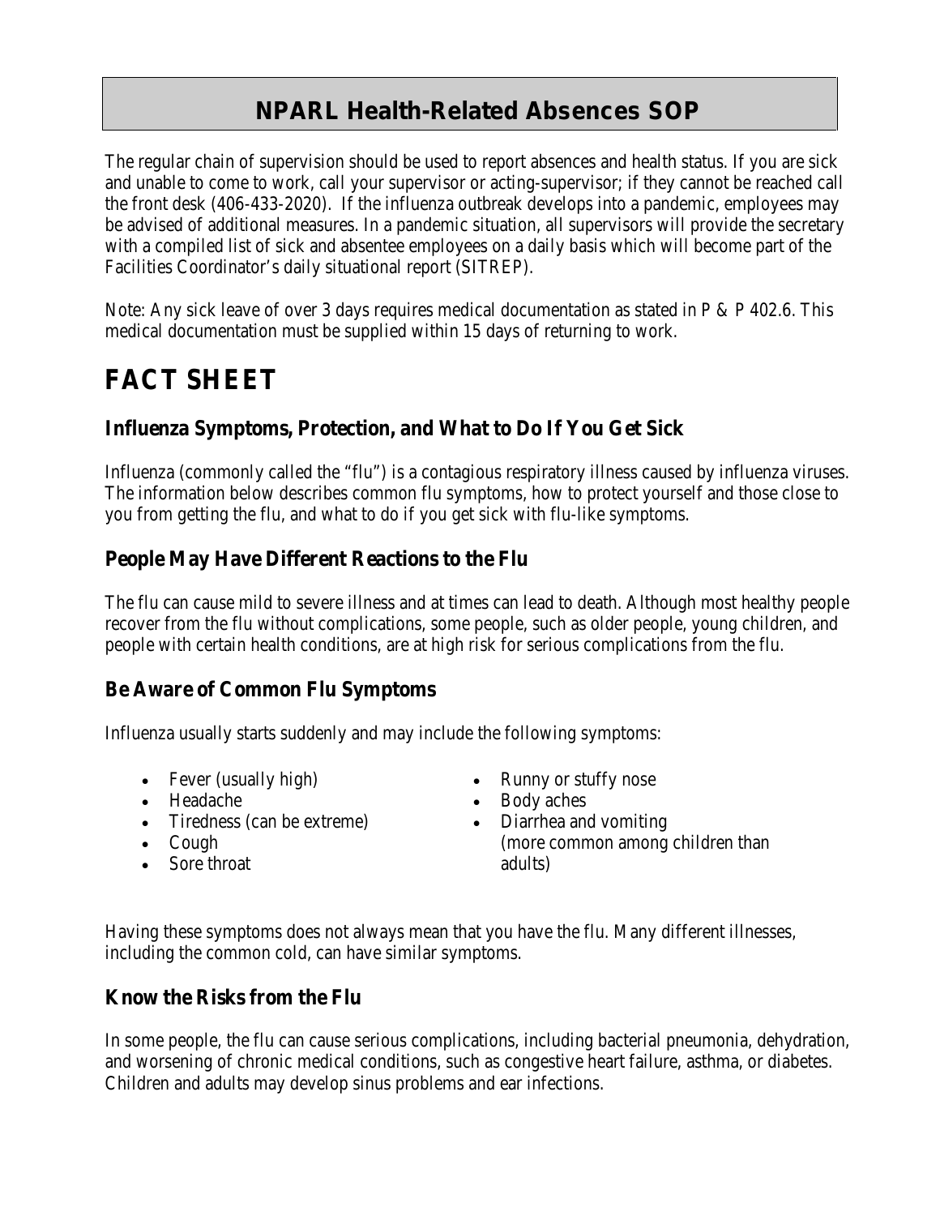# NPARL Health-Related Absences SOP

The regular chain of supervision should be used to report absences and health status. If you are sick and unable to come to work, call your supervisor or acting-supervisor; if they cannot be reached call the front desk (406-433-2020). If the influenza outbreak develops into a pandemic, employees may be advised of additional measures. In a pandemic situation, all supervisors will provide the secretary with a compiled list of sick and absentee employees on a daily basis which will become part of the Facilities Coordinator's daily situational report (SITREP).

Note: Any sick leave of over 3 days requires medical documentation as stated in P & P 402.6. This medical documentation must be supplied within 15 days of returning to work.

# FACT SHEET

## Influenza Symptoms, Protection, and What to Do If You Get Sick

Influenza (commonly called the "flu") is a contagious respiratory illness caused by influenza viruses. The information below describes common flu symptoms, how to protect yourself and those close to you from getting the flu, and what to do if you get sick with flu-like symptoms.

## People May Have Different Reactions to the Flu

The flu can cause mild to severe illness and at times can lead to death. Although most healthy people recover from the flu without complications, some people, such as older people, young children, and people with certain health conditions, are at high risk for serious complications from the flu.

## Be Aware of Common Flu Symptoms

Influenza usually starts suddenly and may include the following symptoms:

- Fever (usually high)
- Headache
- Tiredness (can be extreme)
- Cough
- Sore throat
- Runny or stuffy nose
- Body aches
- Diarrhea and vomiting (more common among children than adults)

Having these symptoms does not always mean that you have the flu. Many different illnesses, including the common cold, can have similar symptoms.

## Know the Risks from the Flu

In some people, the flu can cause serious complications, including bacterial pneumonia, dehydration, and worsening of chronic medical conditions, such as congestive heart failure, asthma, or diabetes. Children and adults may develop sinus problems and ear infections.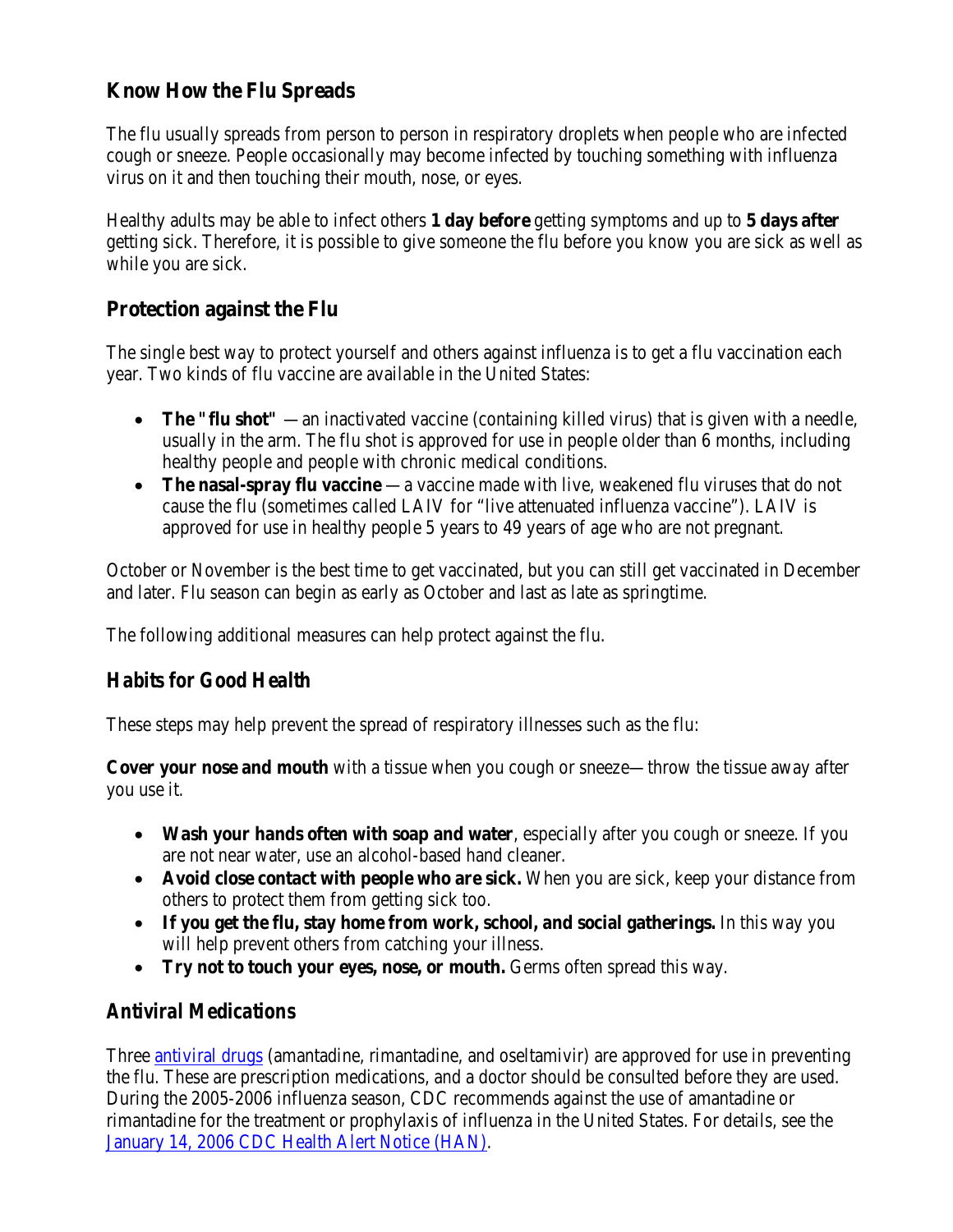## Know How the Flu Spreads

The flu usually spreads from person to person in respiratory droplets when people who are infected cough or sneeze. People occasionally may become infected by touching something with influenza virus on it and then touching their mouth, nose, or eyes.

Healthy adults may be able to infect others **1 day before** getting symptoms and up to **5 days after** getting sick. Therefore, it is possible to give someone the flu before you know you are sick as well as while you are sick.

## Protection against the Flu

The single best way to protect yourself and others against influenza is to get a flu vaccination each year. Two kinds of flu vaccine are available in the United States:

- **The "flu shot"** —an inactivated vaccine (containing killed virus) that is given with a needle, usually in the arm. The flu shot is approved for use in people older than 6 months, including healthy people and people with chronic medical conditions.
- **The nasal-spray flu vaccine** —a vaccine made with live, weakened flu viruses that do not cause the flu (sometimes called LAIV for "live attenuated influenza vaccine"). LAIV is approved for use in healthy people 5 years to 49 years of age who are not pregnant.

October or November is the best time to get vaccinated, but you can still get vaccinated in December and later. Flu season can begin as early as October and last as late as springtime.

The following additional measures can help protect against the flu.

### *Habits for Good Health*

These steps may help prevent the spread of respiratory illnesses such as the flu:

**Cover your nose and mouth** with a tissue when you cough or sneeze—throw the tissue away after you use it.

- **Wash your hands often with soap and water**, especially after you cough or sneeze. If you are not near water, use an alcohol-based hand cleaner.
- **Avoid close contact with people who are sick.** When you are sick, keep your distance from others to protect them from getting sick too.
- **If you get the flu, stay home from work, school, and social gatherings.** In this way you will help prevent others from catching your illness.
- **Try not to touch your eyes, nose, or mouth.** Germs often spread this way.

### *Antiviral Medications*

Three antiviral drugs (amantadine, rimantadine, and oseltamivir) are approved for use in preventing the flu. These are prescription medications, and a doctor should be consulted before they are used. During the 2005-2006 influenza season, CDC recommends against the use of amantadine or rimantadine for the treatment or prophylaxis of influenza in the United States. For details, see the January 14, 2006 CDC Health Alert Notice (HAN).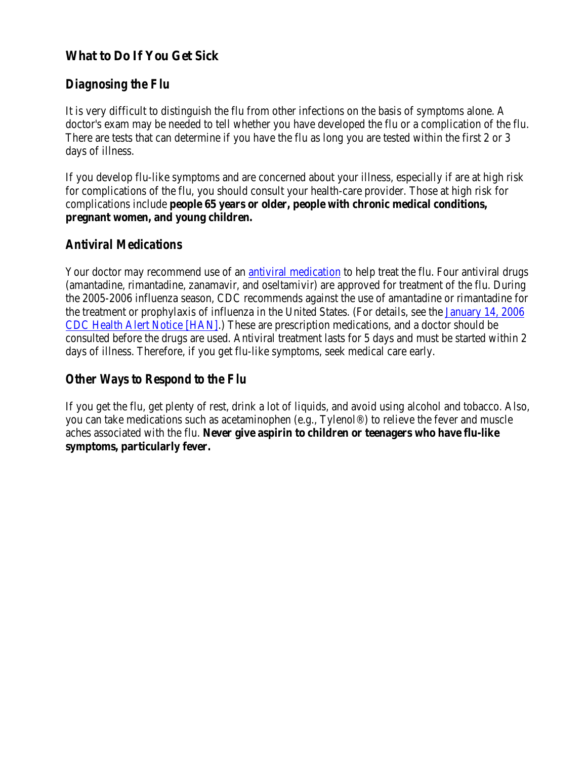## What to Do If You Get Sick

### Diagnosing the Flu

It is very difficult to distinguish the flu from other infections on the basis of symptoms alone. A doctor's exam may be needed to tell whether you have developed the flu or a complication of the flu. There are tests that can determine if you have the flu as long you are tested within the first 2 or 3 days of illness.

If you develop flu-like symptoms and are concerned about your illness, especially if are at high risk for complications of the flu, you should consult your health-care provider. Those at high risk for complications include **people 65 years or older, people with chronic medical conditions, pregnant women, and young children.**

### Antiviral Medications

Your doctor may recommend use of an antiviral medication to help treat the flu. Four antiviral drugs (amantadine, rimantadine, zanamavir, and oseltamivir) are approved for treatment of the flu. During the 2005-2006 influenza season, CDC recommends against the use of amantadine or rimantadine for the treatment or prophylaxis of influenza in the United States. (For details, see the January 14, 2006 CDC Health Alert Notice [HAN].) These are prescription medications, and a doctor should be consulted before the drugs are used. Antiviral treatment lasts for 5 days and must be started within 2 days of illness. Therefore, if you get flu-like symptoms, seek medical care early.

### Other Ways to Respond to the Flu

If you get the flu, get plenty of rest, drink a lot of liquids, and avoid using alcohol and tobacco. Also, you can take medications such as acetaminophen (e.g., Tylenol®) to relieve the fever and muscle aches associated with the flu. **Never give aspirin to children or teenagers who have flu-like symptoms, particularly fever.**